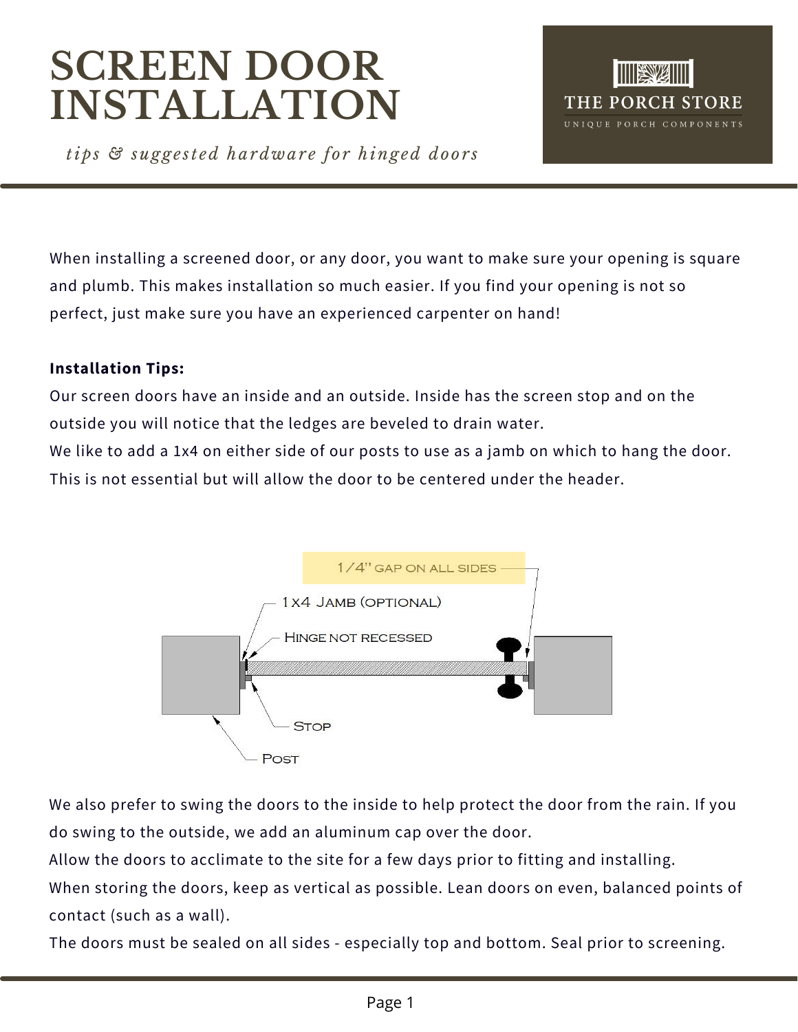# SCREEN DOOR INSTALLATION

*tips & suggested hardware for hinged doors*

THE PORCH STORE

UNIQUE PORCH COMPONENTS

When installing a screened door, or any door, you want to make sure your opening is square and plumb. This makes installation so much easier. If you find your opening is not so perfect, just make sure you have an experienced carpenter on hand!

**Installation Tips:**

Our screen doors have an inside and an outside. Inside has the screen stop and on the outside you will notice that the ledges are beveled to drain water.

We like to add a 1x4 on either side of our posts to use as a jamb on which to hang the door. This is not essential but will allow the door to be centered under the header.

1/4" GAP ON ALL SIDES

1x4 JAMB (OPTIONAL)

HINGE NOT RECESSED

STOP

POST

We also prefer to swing the doors to the inside to help protect the door from the rain. If you do swing to the outside, we add an aluminum cap over the door.

Allow the doors to acclimate to the site for a few days prior to fitting and installing.

When storing the doors, keep as vertical as possible. Lean doors on even, balanced points of contact (such as a wall).

The doors must be sealed on all sides - especially top and bottom. Seal prior to screening.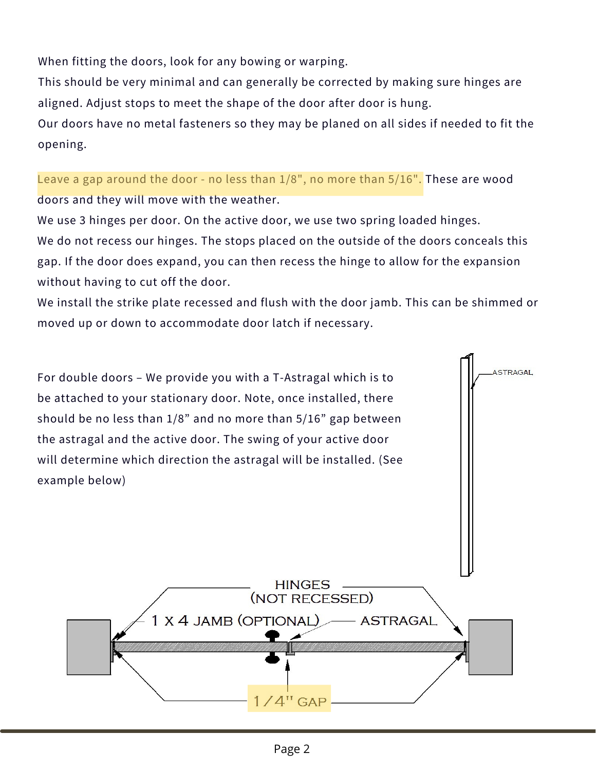When fitting the doors, look for any bowing or warping.
This should be very minimal and can generally be corrected by making sure hinges are aligned. Adjust stops to meet the shape of the door after door is hung.
Our doors have no metal fasteners so they may be planed on all sides if needed to fit the opening.

Leave a gap around the door - no less than 1/8", no more than 5/16". These are wood doors and they will move with the weather.
We use 3 hinges per door. On the active door, we use two spring loaded hinges.
We do not recess our hinges. The stops placed on the outside of the doors conceals this gap. If the door does expand, you can then recess the hinge to allow for the expansion without having to cut off the door.
We install the strike plate recessed and flush with the door jamb. This can be shimmed or moved up or down to accommodate door latch if necessary.

For double doors – We provide you with a T-Astragal which is to be attached to your stationary door. Note, once installed, there should be no less than 1/8" and no more than 5/16" gap between the astragal and the active door. The swing of your active door will determine which direction the astragal will be installed. (See example below)

ASTRAGAL

HINGES (NOT RECESSED)

1 X 4 JAMB (OPTIONAL)

ASTRAGAL

1/4" GAP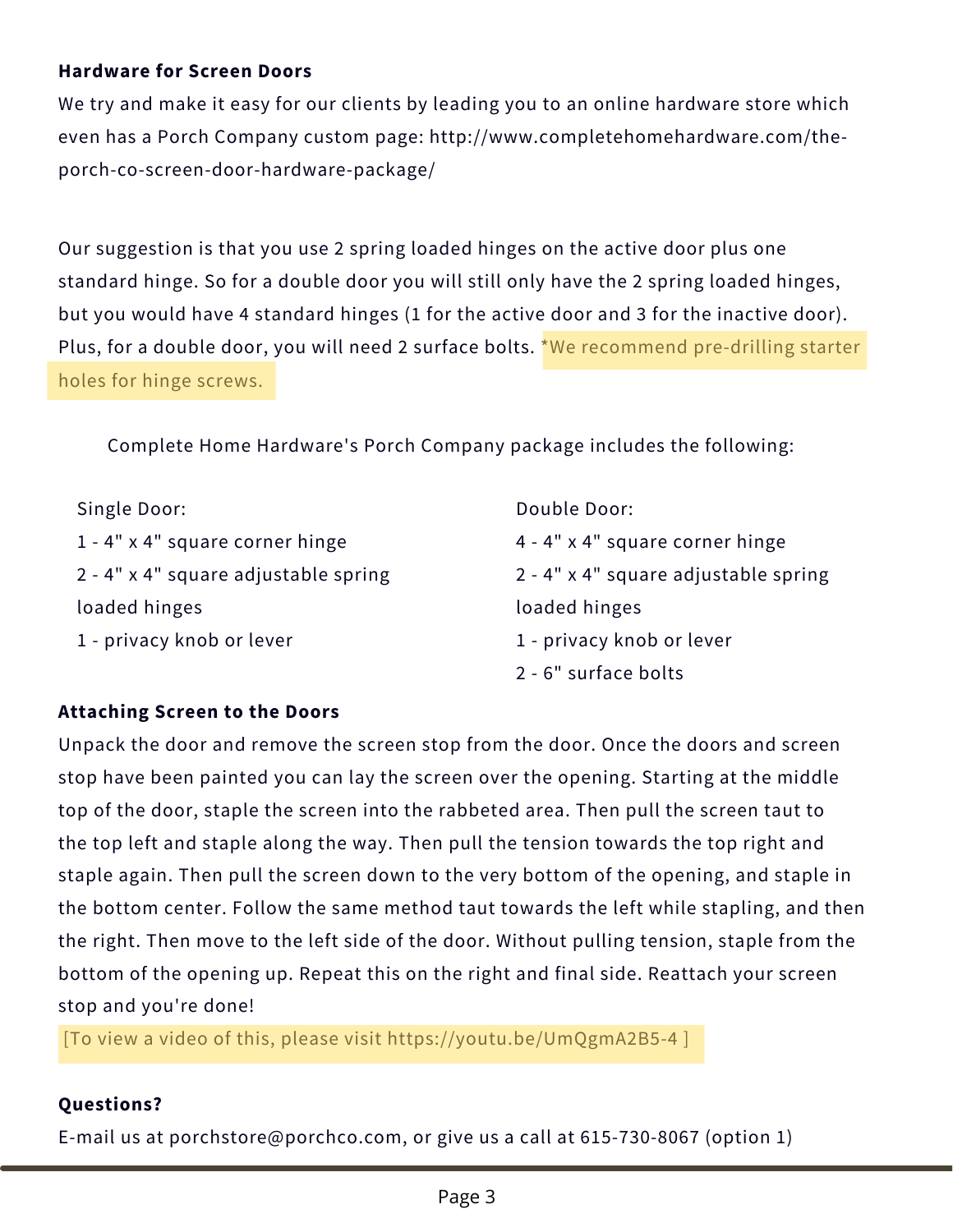**Hardware for Screen Doors**

We try and make it easy for our clients by leading you to an online hardware store which even has a Porch Company custom page: http://www.completehomehardware.com/the-porch-co-screen-door-hardware-package/

Our suggestion is that you use 2 spring loaded hinges on the active door plus one standard hinge. So for a double door you will still only have the 2 spring loaded hinges, but you would have 4 standard hinges (1 for the active door and 3 for the inactive door). Plus, for a double door, you will need 2 surface bolts. *We recommend pre-drilling starter holes for hinge screws.

Complete Home Hardware's Porch Company package includes the following:

Single Door:

- 1 - 4" x 4" square corner hinge
- 2 - 4" x 4" square adjustable spring loaded hinges
- 1 - privacy knob or lever

Double Door:

- 4 - 4" x 4" square corner hinge
- 2 - 4" x 4" square adjustable spring loaded hinges
- 1 - privacy knob or lever
- 2 - 6" surface bolts

**Attaching Screen to the Doors**

Unpack the door and remove the screen stop from the door. Once the doors and screen stop have been painted you can lay the screen over the opening. Starting at the middle top of the door, staple the screen into the rabbeted area. Then pull the screen taut to the top left and staple along the way. Then pull the tension towards the top right and staple again. Then pull the screen down to the very bottom of the opening, and staple in the bottom center. Follow the same method taut towards the left while stapling, and then the right. Then move to the left side of the door. Without pulling tension, staple from the bottom of the opening up. Repeat this on the right and final side. Reattach your screen stop and you're done!

[To view a video of this, please visit https://youtu.be/UmQgmA2B5-4 ]

**Questions?**

E-mail us at porchstore@porchco.com, or give us a call at 615-730-8067 (option 1)